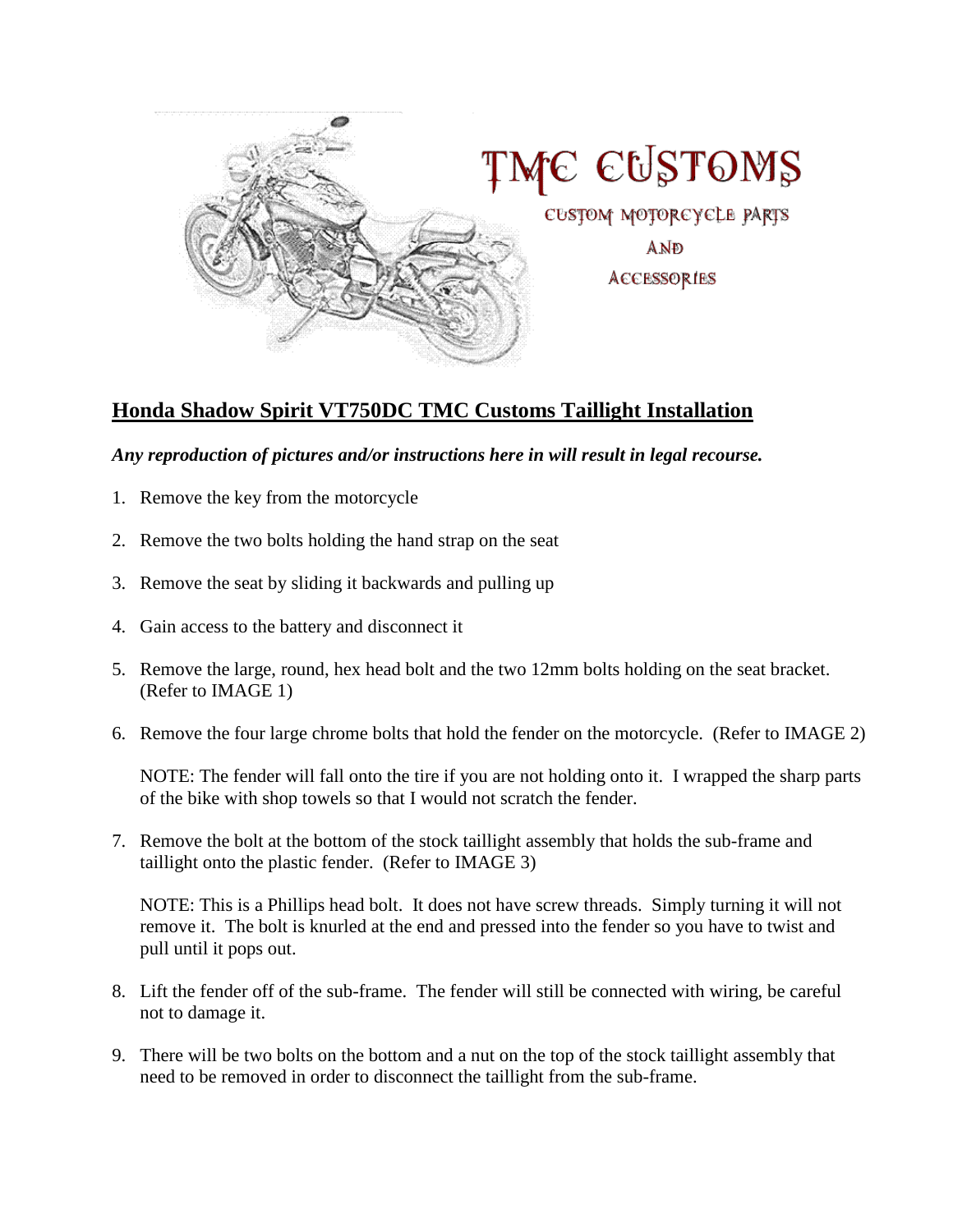TMC CUSTOMS

CUSTOM MOTORCYCLE PARTS

AND

ACCESSORIES

## Honda Shadow Spirit VT750DC TMC Customs Taillight Installation

***Any reproduction of pictures and/or instructions here in will result in legal recourse.***

1. Remove the key from the motorcycle
2. Remove the two bolts holding the hand strap on the seat
3. Remove the seat by sliding it backwards and pulling up
4. Gain access to the battery and disconnect it
5. Remove the large, round, hex head bolt and the two 12mm bolts holding on the seat bracket. (Refer to IMAGE 1)
6. Remove the four large chrome bolts that hold the fender on the motorcycle. (Refer to IMAGE 2)

   NOTE: The fender will fall onto the tire if you are not holding onto it. I wrapped the sharp parts of the bike with shop towels so that I would not scratch the fender.

7. Remove the bolt at the bottom of the stock taillight assembly that holds the sub-frame and taillight onto the plastic fender. (Refer to IMAGE 3)

   NOTE: This is a Phillips head bolt. It does not have screw threads. Simply turning it will not remove it. The bolt is knurled at the end and pressed into the fender so you have to twist and pull until it pops out.

8. Lift the fender off of the sub-frame. The fender will still be connected with wiring, be careful not to damage it.
9. There will be two bolts on the bottom and a nut on the top of the stock taillight assembly that need to be removed in order to disconnect the taillight from the sub-frame.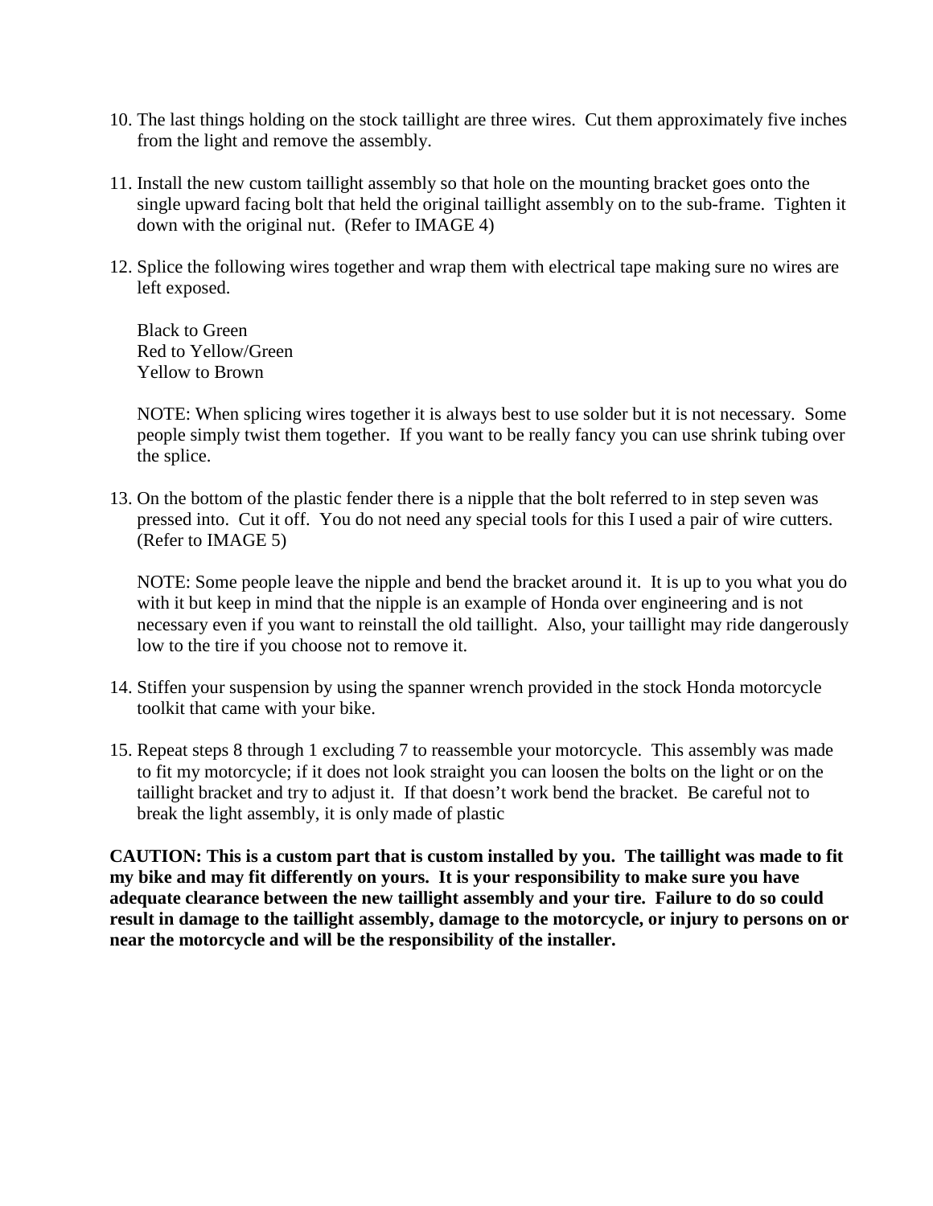10. The last things holding on the stock taillight are three wires. Cut them approximately five inches from the light and remove the assembly.

11. Install the new custom taillight assembly so that hole on the mounting bracket goes onto the single upward facing bolt that held the original taillight assembly on to the sub-frame. Tighten it down with the original nut. (Refer to IMAGE 4)

12. Splice the following wires together and wrap them with electrical tape making sure no wires are left exposed.

    Black to Green
    Red to Yellow/Green
    Yellow to Brown

    NOTE: When splicing wires together it is always best to use solder but it is not necessary. Some people simply twist them together. If you want to be really fancy you can use shrink tubing over the splice.

13. On the bottom of the plastic fender there is a nipple that the bolt referred to in step seven was pressed into. Cut it off. You do not need any special tools for this I used a pair of wire cutters. (Refer to IMAGE 5)

    NOTE: Some people leave the nipple and bend the bracket around it. It is up to you what you do with it but keep in mind that the nipple is an example of Honda over engineering and is not necessary even if you want to reinstall the old taillight. Also, your taillight may ride dangerously low to the tire if you choose not to remove it.

14. Stiffen your suspension by using the spanner wrench provided in the stock Honda motorcycle toolkit that came with your bike.

15. Repeat steps 8 through 1 excluding 7 to reassemble your motorcycle. This assembly was made to fit my motorcycle; if it does not look straight you can loosen the bolts on the light or on the taillight bracket and try to adjust it. If that doesn't work bend the bracket. Be careful not to break the light assembly, it is only made of plastic

**CAUTION: This is a custom part that is custom installed by you. The taillight was made to fit my bike and may fit differently on yours. It is your responsibility to make sure you have adequate clearance between the new taillight assembly and your tire. Failure to do so could result in damage to the taillight assembly, damage to the motorcycle, or injury to persons on or near the motorcycle and will be the responsibility of the installer.**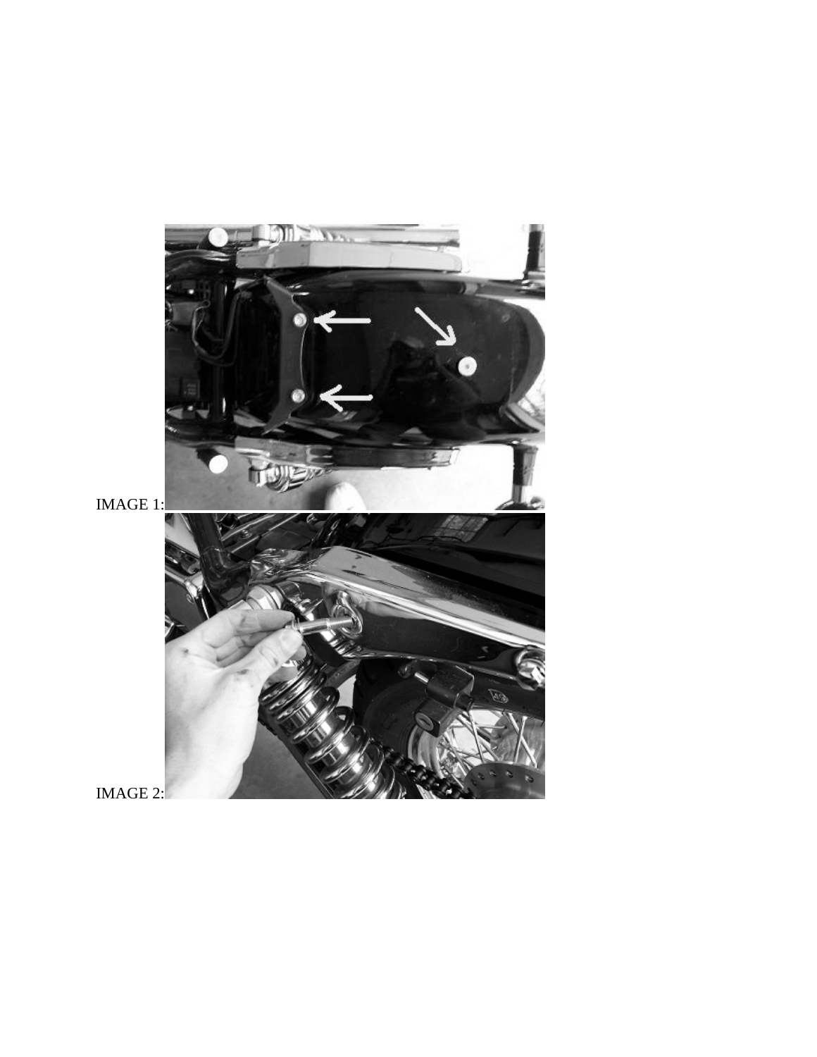IMAGE 1:

IMAGE 2: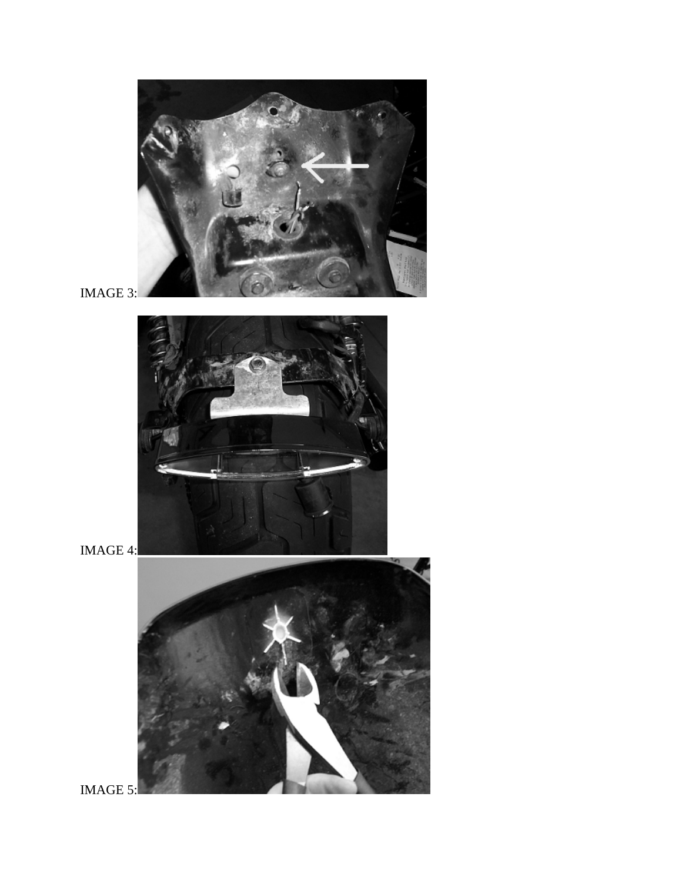IMAGE 3:

IMAGE 4:

IMAGE 5: